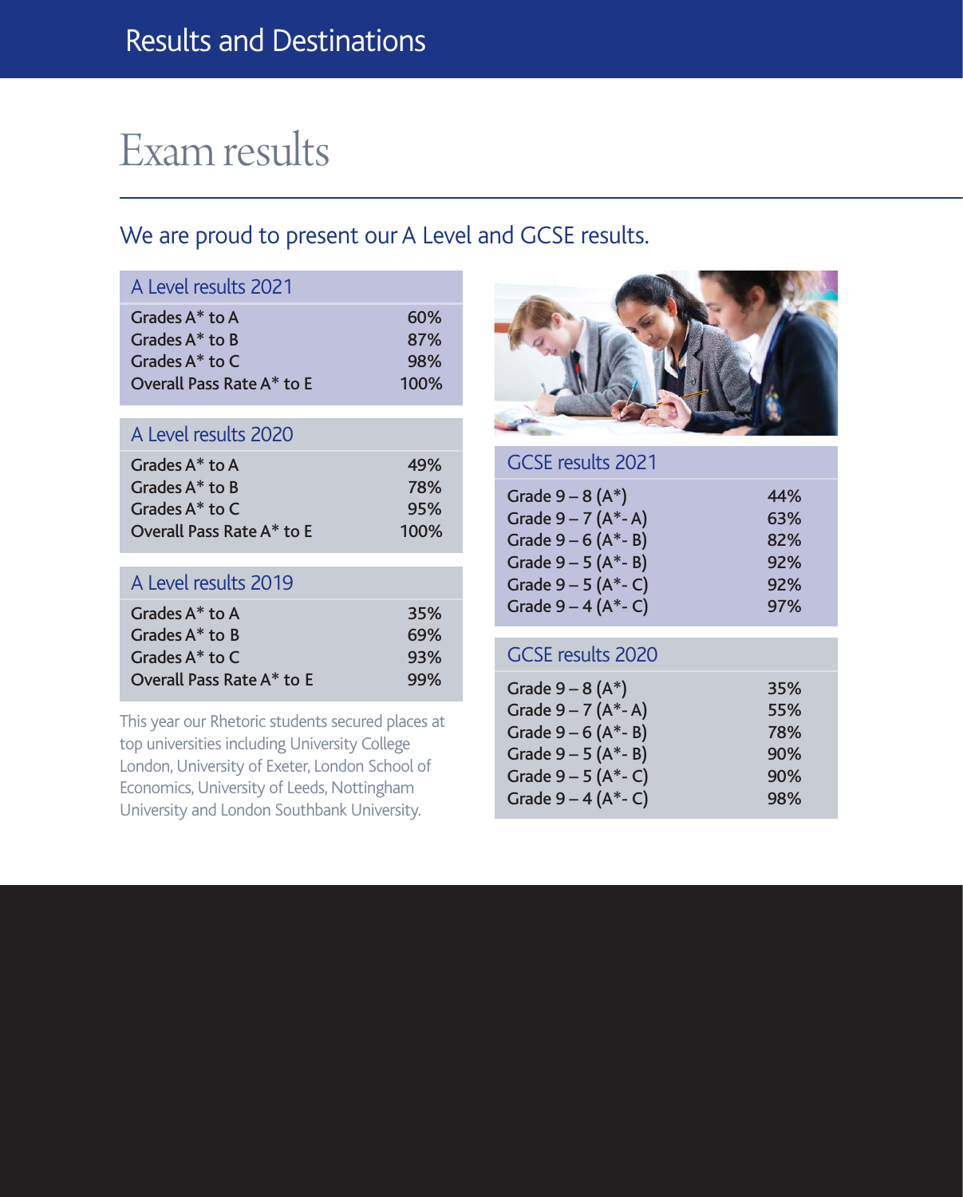# Results and Destinations

## Exam results

### We are proud to present our A Level and GCSE results.

| A Level results 2021 | |
|---|---|
| Grades A* to A | 60% |
| Grades A* to B | 87% |
| Grades A* to C | 98% |
| Overall Pass Rate A* to E | 100% |

| A Level results 2020 | |
|---|---|
| Grades A* to A | 49% |
| Grades A* to B | 78% |
| Grades A* to C | 95% |
| Overall Pass Rate A* to E | 100% |

| A Level results 2019 | |
|---|---|
| Grades A* to A | 35% |
| Grades A* to B | 69% |
| Grades A* to C | 93% |
| Overall Pass Rate A* to E | 99% |

This year our Rhetoric students secured places at top universities including University College London, University of Exeter, London School of Economics, University of Leeds, Nottingham University and London Southbank University.

| GCSE results 2021 | |
|---|---|
| Grade 9 – 8 (A*) | 44% |
| Grade 9 – 7 (A*- A) | 63% |
| Grade 9 – 6 (A*- B) | 82% |
| Grade 9 – 5 (A*- B) | 92% |
| Grade 9 – 5 (A*- C) | 92% |
| Grade 9 – 4 (A*- C) | 97% |

| GCSE results 2020 | |
|---|---|
| Grade 9 – 8 (A*) | 35% |
| Grade 9 – 7 (A*- A) | 55% |
| Grade 9 – 6 (A*- B) | 78% |
| Grade 9 – 5 (A*- B) | 90% |
| Grade 9 – 5 (A*- C) | 90% |
| Grade 9 – 4 (A*- C) | 98% |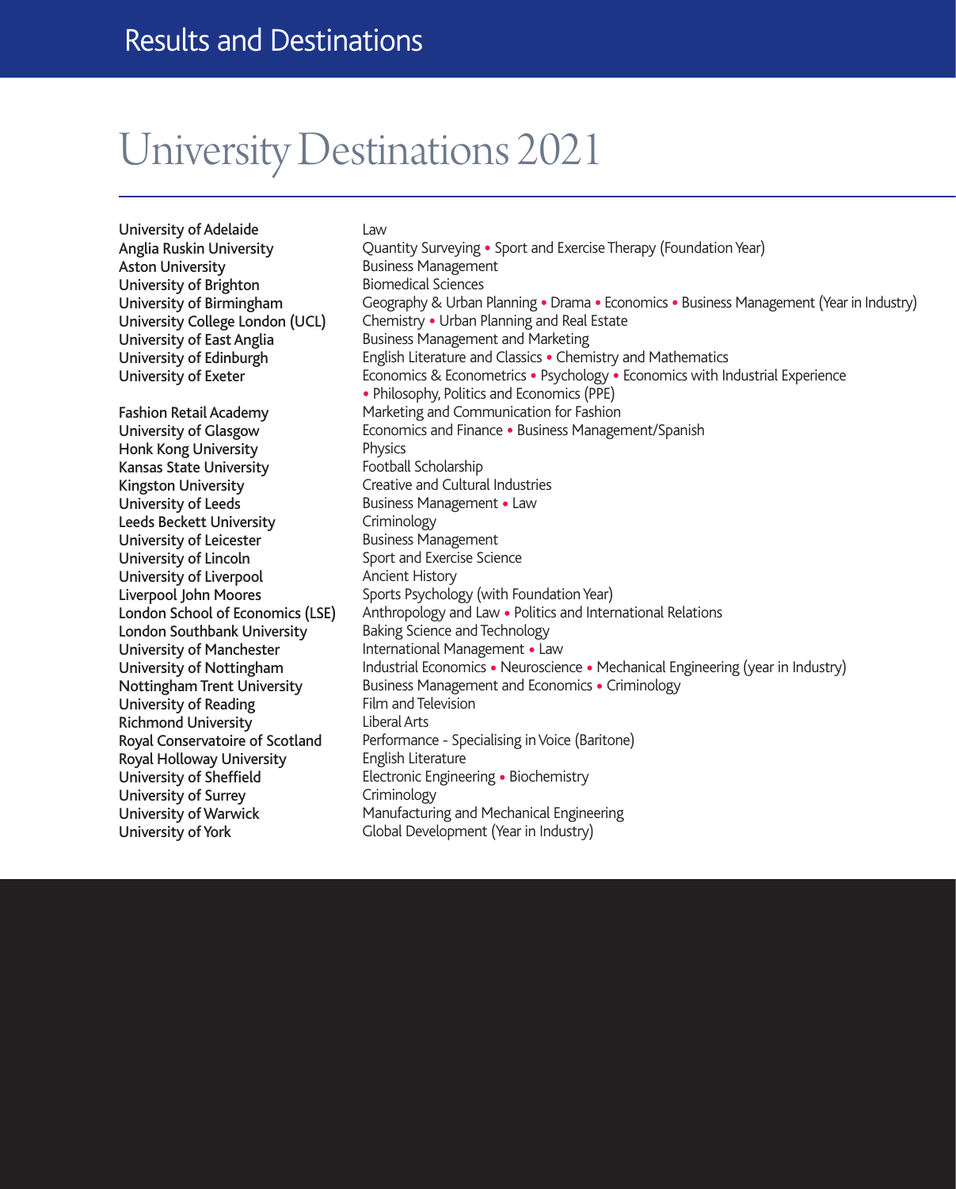# Results and Destinations

## University Destinations 2021

| | |
|---|---|
| University of Adelaide | Law |
| Anglia Ruskin University | Quantity Surveying • Sport and Exercise Therapy (Foundation Year) |
| Aston University | Business Management |
| University of Brighton | Biomedical Sciences |
| University of Birmingham | Geography & Urban Planning • Drama • Economics • Business Management (Year in Industry) |
| University College London (UCL) | Chemistry • Urban Planning and Real Estate |
| University of East Anglia | Business Management and Marketing |
| University of Edinburgh | English Literature and Classics • Chemistry and Mathematics |
| University of Exeter | Economics & Econometrics • Psychology • Economics with Industrial Experience • Philosophy, Politics and Economics (PPE) |
| Fashion Retail Academy | Marketing and Communication for Fashion |
| University of Glasgow | Economics and Finance • Business Management/Spanish |
| Honk Kong University | Physics |
| Kansas State University | Football Scholarship |
| Kingston University | Creative and Cultural Industries |
| University of Leeds | Business Management • Law |
| Leeds Beckett University | Criminology |
| University of Leicester | Business Management |
| University of Lincoln | Sport and Exercise Science |
| University of Liverpool | Ancient History |
| Liverpool John Moores | Sports Psychology (with Foundation Year) |
| London School of Economics (LSE) | Anthropology and Law • Politics and International Relations |
| London Southbank University | Baking Science and Technology |
| University of Manchester | International Management • Law |
| University of Nottingham | Industrial Economics • Neuroscience • Mechanical Engineering (year in Industry) |
| Nottingham Trent University | Business Management and Economics • Criminology |
| University of Reading | Film and Television |
| Richmond University | Liberal Arts |
| Royal Conservatoire of Scotland | Performance - Specialising in Voice (Baritone) |
| Royal Holloway University | English Literature |
| University of Sheffield | Electronic Engineering • Biochemistry |
| University of Surrey | Criminology |
| University of Warwick | Manufacturing and Mechanical Engineering |
| University of York | Global Development (Year in Industry) |